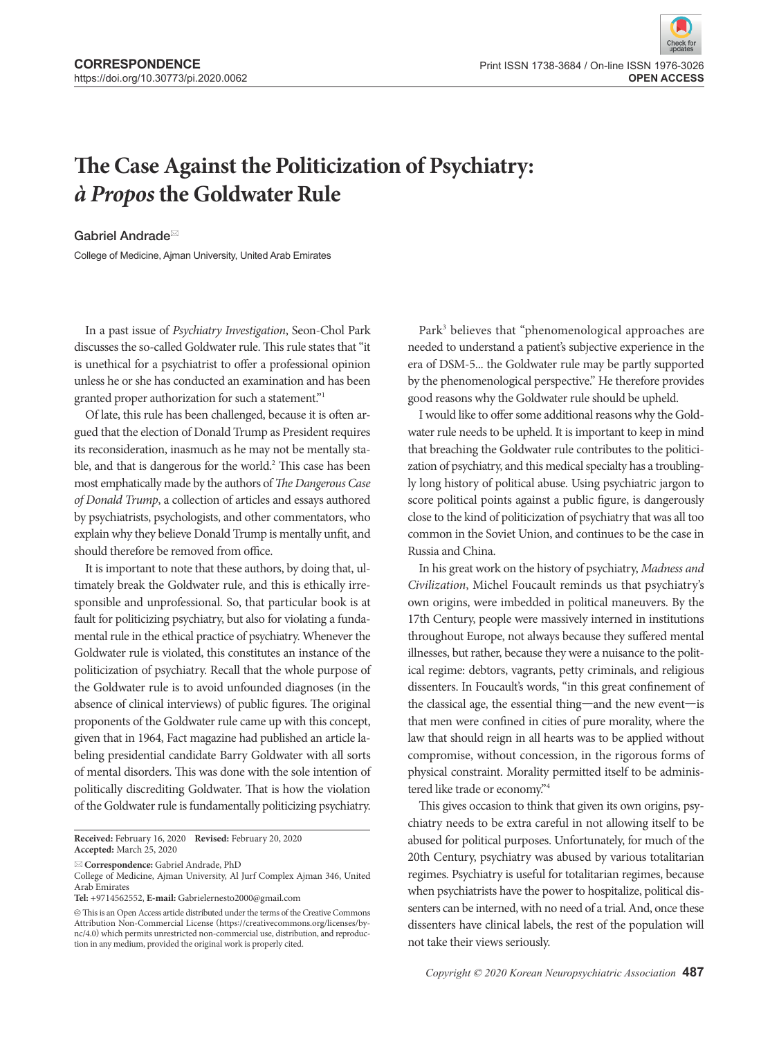CORRESPONDENCE
https://doi.org/10.30773/pi.2020.0062

Print ISSN 1738-3684 / On-line ISSN 1976-3026
**OPEN ACCESS**

# The Case Against the Politicization of Psychiatry: *à Propos* the Goldwater Rule

Gabriel Andrade

College of Medicine, Ajman University, United Arab Emirates

In a past issue of *Psychiatry Investigation*, Seon-Chol Park discusses the so-called Goldwater rule. This rule states that "it is unethical for a psychiatrist to offer a professional opinion unless he or she has conducted an examination and has been granted proper authorization for such a statement."[1]

Of late, this rule has been challenged, because it is often argued that the election of Donald Trump as President requires its reconsideration, inasmuch as he may not be mentally stable, and that is dangerous for the world.[2] This case has been most emphatically made by the authors of *The Dangerous Case of Donald Trump*, a collection of articles and essays authored by psychiatrists, psychologists, and other commentators, who explain why they believe Donald Trump is mentally unfit, and should therefore be removed from office.

It is important to note that these authors, by doing that, ultimately break the Goldwater rule, and this is ethically irresponsible and unprofessional. So, that particular book is at fault for politicizing psychiatry, but also for violating a fundamental rule in the ethical practice of psychiatry. Whenever the Goldwater rule is violated, this constitutes an instance of the politicization of psychiatry. Recall that the whole purpose of the Goldwater rule is to avoid unfounded diagnoses (in the absence of clinical interviews) of public figures. The original proponents of the Goldwater rule came up with this concept, given that in 1964, Fact magazine had published an article labeling presidential candidate Barry Goldwater with all sorts of mental disorders. This was done with the sole intention of politically discrediting Goldwater. That is how the violation of the Goldwater rule is fundamentally politicizing psychiatry.

Park[3] believes that "phenomenological approaches are needed to understand a patient's subjective experience in the era of DSM-5... the Goldwater rule may be partly supported by the phenomenological perspective." He therefore provides good reasons why the Goldwater rule should be upheld.

I would like to offer some additional reasons why the Goldwater rule needs to be upheld. It is important to keep in mind that breaching the Goldwater rule contributes to the politicization of psychiatry, and this medical specialty has a troublingly long history of political abuse. Using psychiatric jargon to score political points against a public figure, is dangerously close to the kind of politicization of psychiatry that was all too common in the Soviet Union, and continues to be the case in Russia and China.

In his great work on the history of psychiatry, *Madness and Civilization*, Michel Foucault reminds us that psychiatry's own origins, were imbedded in political maneuvers. By the 17th Century, people were massively interned in institutions throughout Europe, not always because they suffered mental illnesses, but rather, because they were a nuisance to the political regime: debtors, vagrants, petty criminals, and religious dissenters. In Foucault's words, "in this great confinement of the classical age, the essential thing—and the new event—is that men were confined in cities of pure morality, where the law that should reign in all hearts was to be applied without compromise, without concession, in the rigorous forms of physical constraint. Morality permitted itself to be administered like trade or economy."[4]

This gives occasion to think that given its own origins, psychiatry needs to be extra careful in not allowing itself to be abused for political purposes. Unfortunately, for much of the 20th Century, psychiatry was abused by various totalitarian regimes. Psychiatry is useful for totalitarian regimes, because when psychiatrists have the power to hospitalize, political dissenters can be interned, with no need of a trial. And, once these dissenters have clinical labels, the rest of the population will not take their views seriously.

**Received:** February 16, 2020 **Revised:** February 20, 2020
**Accepted:** March 25, 2020

**Correspondence:** Gabriel Andrade, PhD
College of Medicine, Ajman University, Al Jurf Complex Ajman 346, United Arab Emirates
**Tel:** +9714562552, **E-mail:** Gabrielernesto2000@gmail.com

This is an Open Access article distributed under the terms of the Creative Commons Attribution Non-Commercial License (https://creativecommons.org/licenses/by-nc/4.0) which permits unrestricted non-commercial use, distribution, and reproduction in any medium, provided the original work is properly cited.

*Copyright © 2020 Korean Neuropsychiatric Association*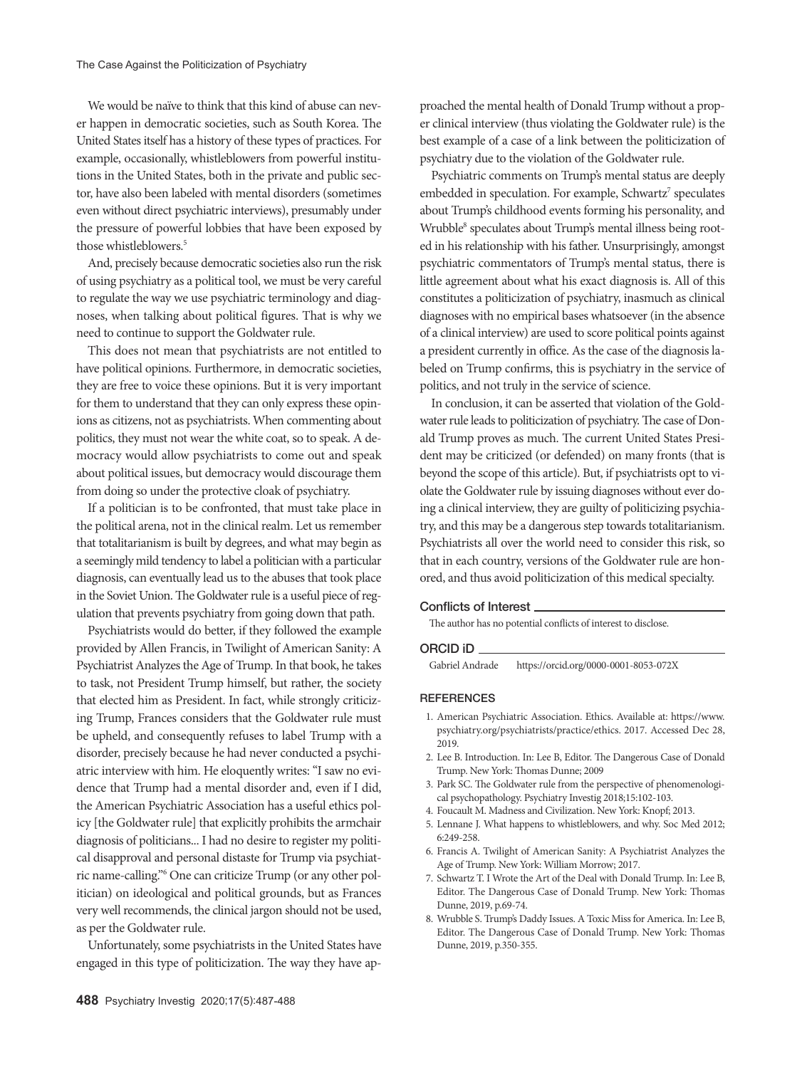We would be naïve to think that this kind of abuse can never happen in democratic societies, such as South Korea. The United States itself has a history of these types of practices. For example, occasionally, whistleblowers from powerful institutions in the United States, both in the private and public sector, have also been labeled with mental disorders (sometimes even without direct psychiatric interviews), presumably under the pressure of powerful lobbies that have been exposed by those whistleblowers.[5]

And, precisely because democratic societies also run the risk of using psychiatry as a political tool, we must be very careful to regulate the way we use psychiatric terminology and diagnoses, when talking about political figures. That is why we need to continue to support the Goldwater rule.

This does not mean that psychiatrists are not entitled to have political opinions. Furthermore, in democratic societies, they are free to voice these opinions. But it is very important for them to understand that they can only express these opinions as citizens, not as psychiatrists. When commenting about politics, they must not wear the white coat, so to speak. A democracy would allow psychiatrists to come out and speak about political issues, but democracy would discourage them from doing so under the protective cloak of psychiatry.

If a politician is to be confronted, that must take place in the political arena, not in the clinical realm. Let us remember that totalitarianism is built by degrees, and what may begin as a seemingly mild tendency to label a politician with a particular diagnosis, can eventually lead us to the abuses that took place in the Soviet Union. The Goldwater rule is a useful piece of regulation that prevents psychiatry from going down that path.

Psychiatrists would do better, if they followed the example provided by Allen Francis, in Twilight of American Sanity: A Psychiatrist Analyzes the Age of Trump. In that book, he takes to task, not President Trump himself, but rather, the society that elected him as President. In fact, while strongly criticizing Trump, Frances considers that the Goldwater rule must be upheld, and consequently refuses to label Trump with a disorder, precisely because he had never conducted a psychiatric interview with him. He eloquently writes: "I saw no evidence that Trump had a mental disorder and, even if I did, the American Psychiatric Association has a useful ethics policy [the Goldwater rule] that explicitly prohibits the armchair diagnosis of politicians... I had no desire to register my political disapproval and personal distaste for Trump via psychiatric name-calling."[6] One can criticize Trump (or any other politician) on ideological and political grounds, but as Frances very well recommends, the clinical jargon should not be used, as per the Goldwater rule.

Unfortunately, some psychiatrists in the United States have engaged in this type of politicization. The way they have approached the mental health of Donald Trump without a proper clinical interview (thus violating the Goldwater rule) is the best example of a case of a link between the politicization of psychiatry due to the violation of the Goldwater rule.

Psychiatric comments on Trump's mental status are deeply embedded in speculation. For example, Schwartz[7] speculates about Trump's childhood events forming his personality, and Wrubble[8] speculates about Trump's mental illness being rooted in his relationship with his father. Unsurprisingly, amongst psychiatric commentators of Trump's mental status, there is little agreement about what his exact diagnosis is. All of this constitutes a politicization of psychiatry, inasmuch as clinical diagnoses with no empirical bases whatsoever (in the absence of a clinical interview) are used to score political points against a president currently in office. As the case of the diagnosis labeled on Trump confirms, this is psychiatry in the service of politics, and not truly in the service of science.

In conclusion, it can be asserted that violation of the Goldwater rule leads to politicization of psychiatry. The case of Donald Trump proves as much. The current United States President may be criticized (or defended) on many fronts (that is beyond the scope of this article). But, if psychiatrists opt to violate the Goldwater rule by issuing diagnoses without ever doing a clinical interview, they are guilty of politicizing psychiatry, and this may be a dangerous step towards totalitarianism. Psychiatrists all over the world need to consider this risk, so that in each country, versions of the Goldwater rule are honored, and thus avoid politicization of this medical specialty.

#### Conflicts of Interest

The author has no potential conflicts of interest to disclose.

#### ORCID iD

Gabriel Andrade https://orcid.org/0000-0001-8053-072X

## REFERENCES

1. American Psychiatric Association. Ethics. Available at: https://www.psychiatry.org/psychiatrists/practice/ethics. 2017. Accessed Dec 28, 2019.
2. Lee B. Introduction. In: Lee B, Editor. The Dangerous Case of Donald Trump. New York: Thomas Dunne; 2009
3. Park SC. The Goldwater rule from the perspective of phenomenological psychopathology. Psychiatry Investig 2018;15:102-103.
4. Foucault M. Madness and Civilization. New York: Knopf; 2013.
5. Lennane J. What happens to whistleblowers, and why. Soc Med 2012; 6:249-258.
6. Francis A. Twilight of American Sanity: A Psychiatrist Analyzes the Age of Trump. New York: William Morrow; 2017.
7. Schwartz T. I Wrote the Art of the Deal with Donald Trump. In: Lee B, Editor. The Dangerous Case of Donald Trump. New York: Thomas Dunne, 2019, p.69-74.
8. Wrubble S. Trump's Daddy Issues. A Toxic Miss for America. In: Lee B, Editor. The Dangerous Case of Donald Trump. New York: Thomas Dunne, 2019, p.350-355.